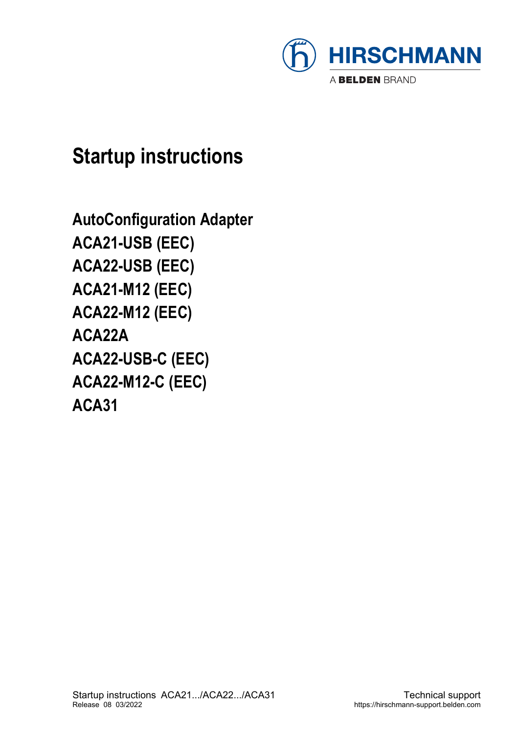HIRSCHMANN

A BELDEN BRAND

# Startup instructions

## AutoConfiguration Adapter
## ACA21-USB (EEC)
## ACA22-USB (EEC)
## ACA21-M12 (EEC)
## ACA22-M12 (EEC)
## ACA22A
## ACA22-USB-C (EEC)
## ACA22-M12-C (EEC)
## ACA31

Startup instructions ACA21.../ACA22.../ACA31
Release 08 03/2022

Technical support
https://hirschmann-support.belden.com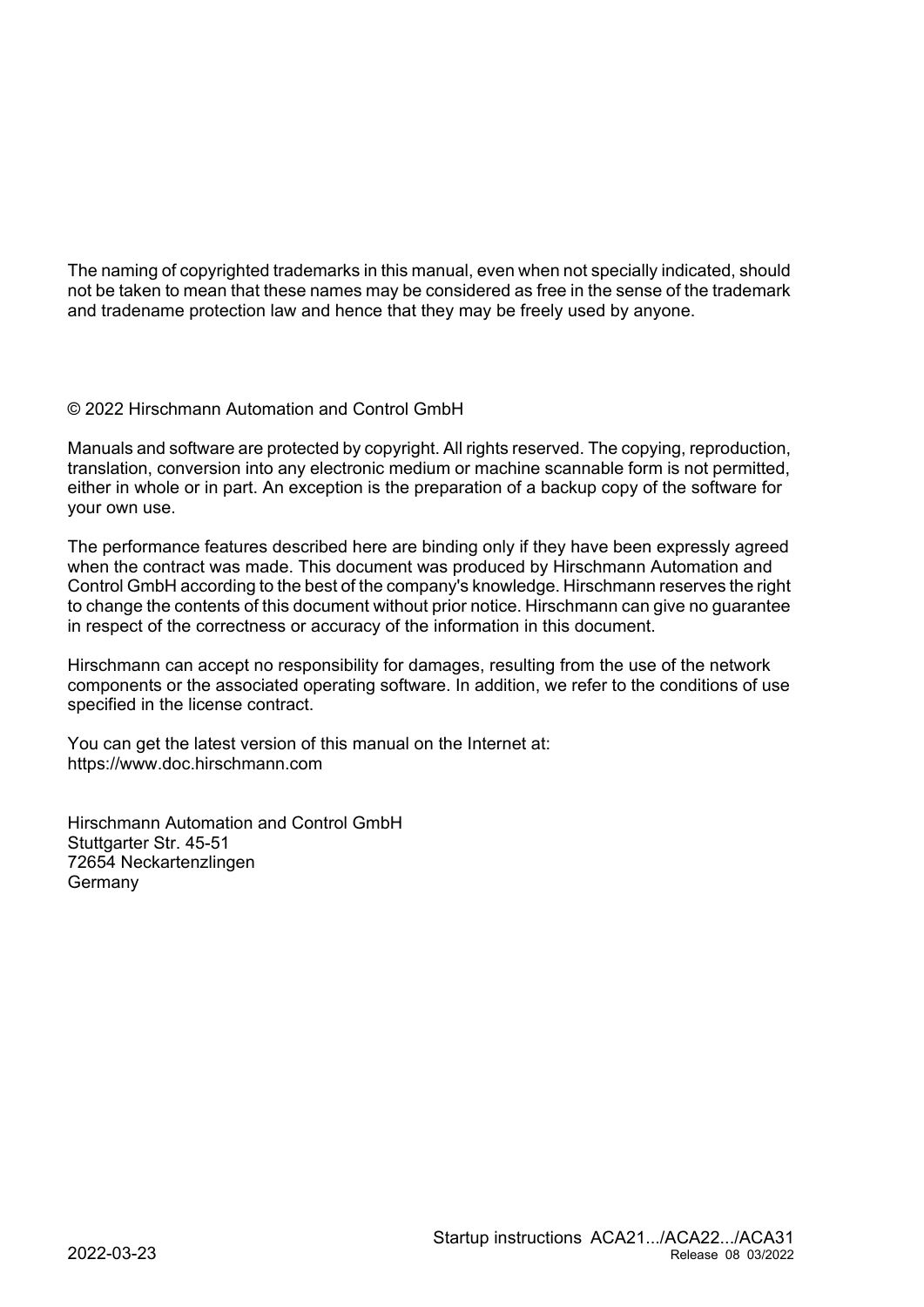The naming of copyrighted trademarks in this manual, even when not specially indicated, should not be taken to mean that these names may be considered as free in the sense of the trademark and tradename protection law and hence that they may be freely used by anyone.

© 2022 Hirschmann Automation and Control GmbH

Manuals and software are protected by copyright. All rights reserved. The copying, reproduction, translation, conversion into any electronic medium or machine scannable form is not permitted, either in whole or in part. An exception is the preparation of a backup copy of the software for your own use.

The performance features described here are binding only if they have been expressly agreed when the contract was made. This document was produced by Hirschmann Automation and Control GmbH according to the best of the company's knowledge. Hirschmann reserves the right to change the contents of this document without prior notice. Hirschmann can give no guarantee in respect of the correctness or accuracy of the information in this document.

Hirschmann can accept no responsibility for damages, resulting from the use of the network components or the associated operating software. In addition, we refer to the conditions of use specified in the license contract.

You can get the latest version of this manual on the Internet at:
https://www.doc.hirschmann.com

Hirschmann Automation and Control GmbH
Stuttgarter Str. 45-51
72654 Neckartenzlingen
Germany

2022-03-23

Startup instructions ACA21.../ACA22.../ACA31
Release 08 03/2022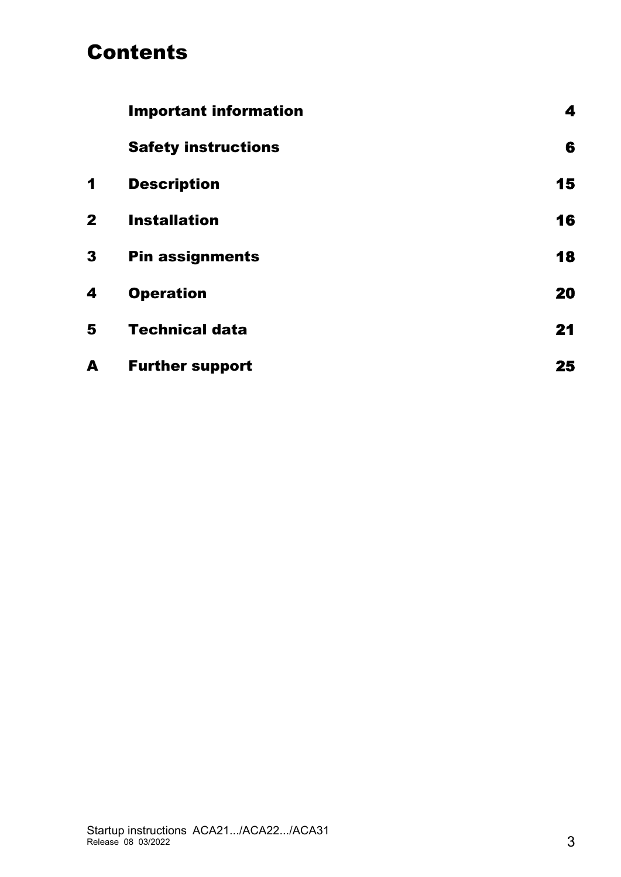# Contents

| | | |
|---|---|---|
| | **Important information** | **4** |
| | **Safety instructions** | **6** |
| **1** | **Description** | **15** |
| **2** | **Installation** | **16** |
| **3** | **Pin assignments** | **18** |
| **4** | **Operation** | **20** |
| **5** | **Technical data** | **21** |
| **A** | **Further support** | **25** |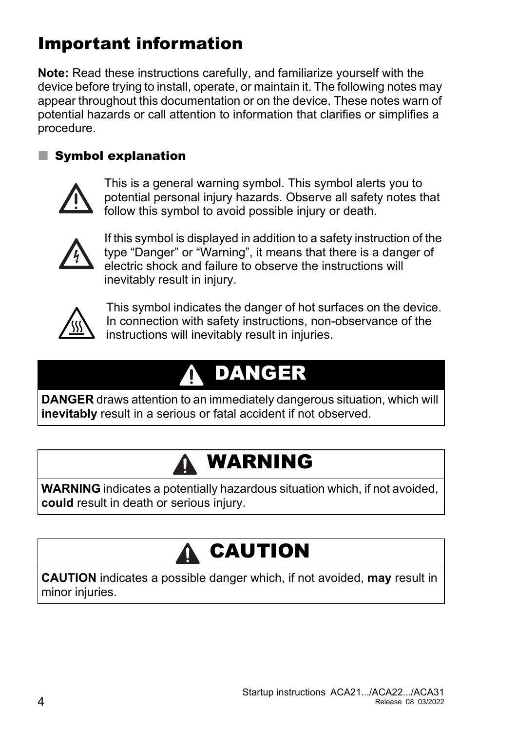# Important information

**Note:** Read these instructions carefully, and familiarize yourself with the device before trying to install, operate, or maintain it. The following notes may appear throughout this documentation or on the device. These notes warn of potential hazards or call attention to information that clarifies or simplifies a procedure.

## Symbol explanation

This is a general warning symbol. This symbol alerts you to potential personal injury hazards. Observe all safety notes that follow this symbol to avoid possible injury or death.

If this symbol is displayed in addition to a safety instruction of the type “Danger” or “Warning”, it means that there is a danger of electric shock and failure to observe the instructions will inevitably result in injury.

This symbol indicates the danger of hot surfaces on the device. In connection with safety instructions, non-observance of the instructions will inevitably result in injuries.

**DANGER**

**DANGER** draws attention to an immediately dangerous situation, which will **inevitably** result in a serious or fatal accident if not observed.

**WARNING**

**WARNING** indicates a potentially hazardous situation which, if not avoided, **could** result in death or serious injury.

**CAUTION**

**CAUTION** indicates a possible danger which, if not avoided, **may** result in minor injuries.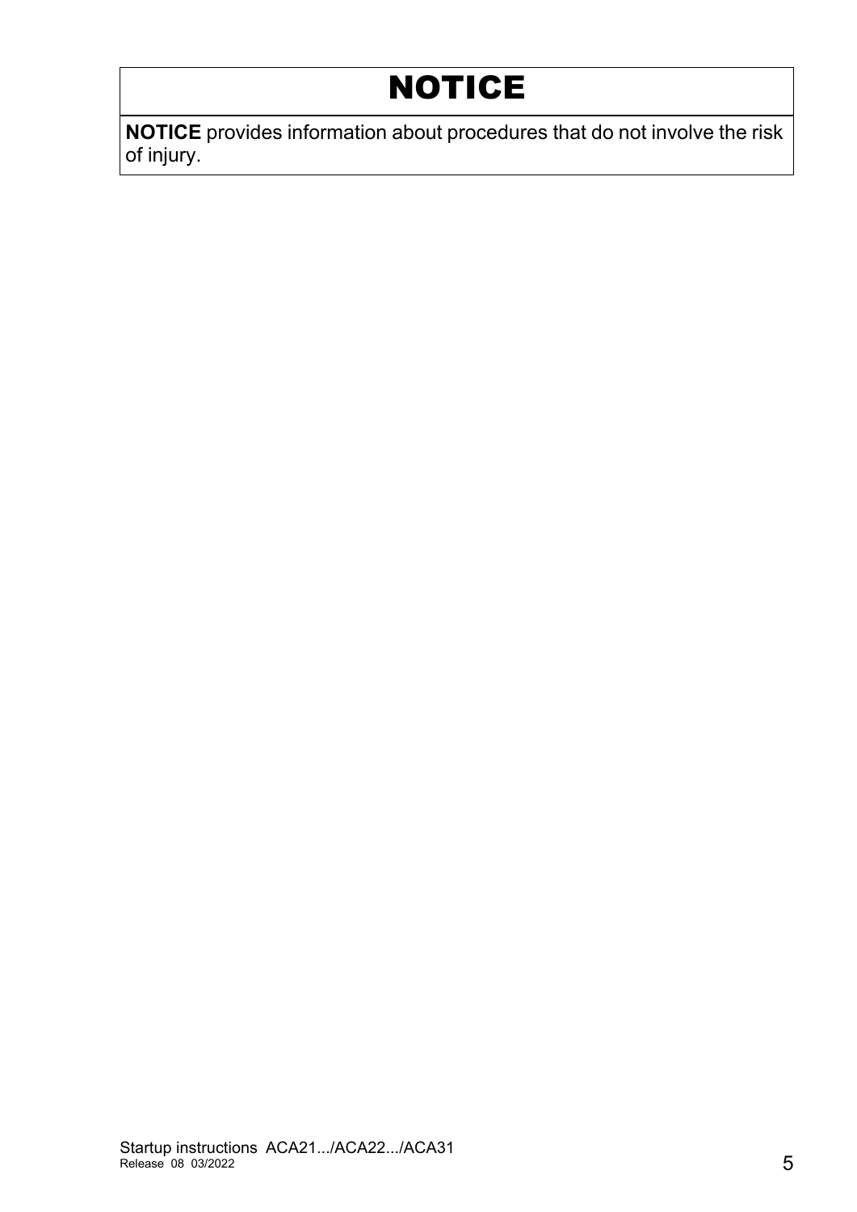# NOTICE

**NOTICE** provides information about procedures that do not involve the risk of injury.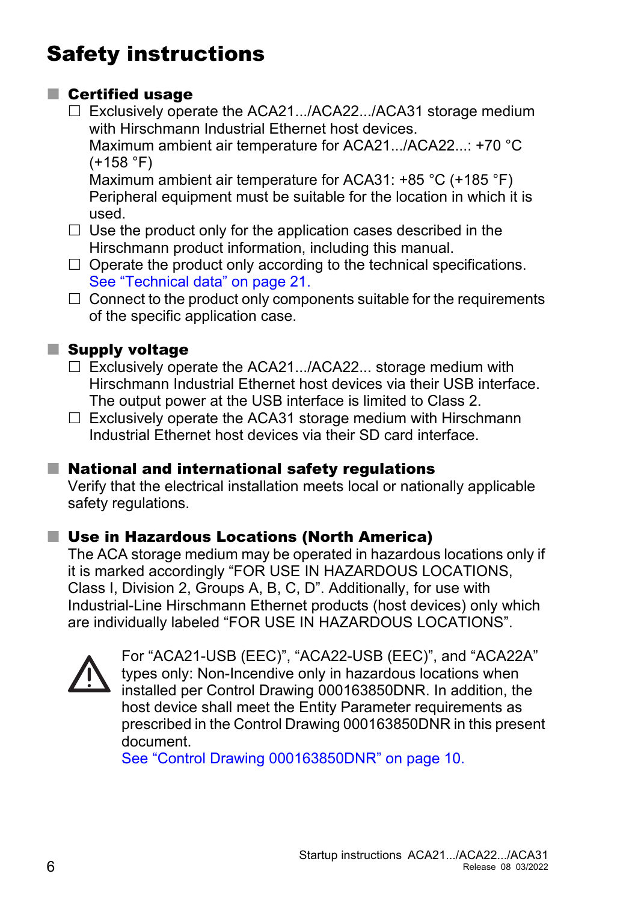# Safety instructions

## Certified usage

- Exclusively operate the ACA21.../ACA22.../ACA31 storage medium with Hirschmann Industrial Ethernet host devices.
  Maximum ambient air temperature for ACA21.../ACA22...: +70 °C (+158 °F)
  Maximum ambient air temperature for ACA31: +85 °C (+185 °F)
  Peripheral equipment must be suitable for the location in which it is used.
- Use the product only for the application cases described in the Hirschmann product information, including this manual.
- Operate the product only according to the technical specifications.
  See "Technical data" on page 21.
- Connect to the product only components suitable for the requirements of the specific application case.

## Supply voltage

- Exclusively operate the ACA21.../ACA22... storage medium with Hirschmann Industrial Ethernet host devices via their USB interface. The output power at the USB interface is limited to Class 2.
- Exclusively operate the ACA31 storage medium with Hirschmann Industrial Ethernet host devices via their SD card interface.

## National and international safety regulations

Verify that the electrical installation meets local or nationally applicable safety regulations.

## Use in Hazardous Locations (North America)

The ACA storage medium may be operated in hazardous locations only if it is marked accordingly "FOR USE IN HAZARDOUS LOCATIONS, Class I, Division 2, Groups A, B, C, D". Additionally, for use with Industrial-Line Hirschmann Ethernet products (host devices) only which are individually labeled "FOR USE IN HAZARDOUS LOCATIONS".

⚠ For "ACA21-USB (EEC)", "ACA22-USB (EEC)", and "ACA22A" types only: Non-Incendive only in hazardous locations when installed per Control Drawing 000163850DNR. In addition, the host device shall meet the Entity Parameter requirements as prescribed in the Control Drawing 000163850DNR in this present document.
See "Control Drawing 000163850DNR" on page 10.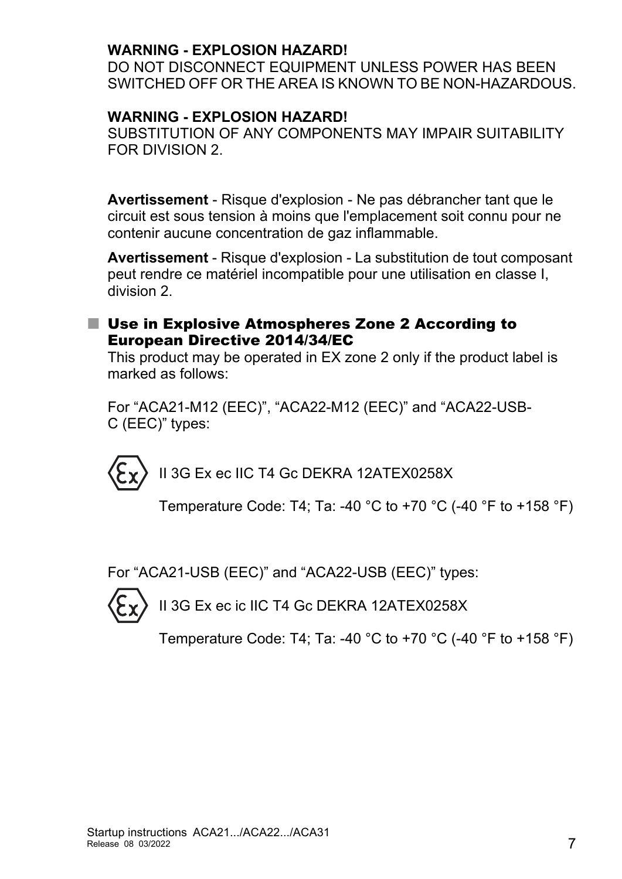**WARNING - EXPLOSION HAZARD!**
DO NOT DISCONNECT EQUIPMENT UNLESS POWER HAS BEEN SWITCHED OFF OR THE AREA IS KNOWN TO BE NON-HAZARDOUS.

**WARNING - EXPLOSION HAZARD!**
SUBSTITUTION OF ANY COMPONENTS MAY IMPAIR SUITABILITY FOR DIVISION 2.

**Avertissement** - Risque d'explosion - Ne pas débrancher tant que le circuit est sous tension à moins que l'emplacement soit connu pour ne contenir aucune concentration de gaz inflammable.

**Avertissement** - Risque d'explosion - La substitution de tout composant peut rendre ce matériel incompatible pour une utilisation en classe I, division 2.

## Use in Explosive Atmospheres Zone 2 According to European Directive 2014/34/EC

This product may be operated in EX zone 2 only if the product label is marked as follows:

For “ACA21-M12 (EEC)”, “ACA22-M12 (EEC)” and “ACA22-USB-C (EEC)” types:

II 3G Ex ec IIC T4 Gc DEKRA 12ATEX0258X

Temperature Code: T4; Ta: -40 °C to +70 °C (-40 °F to +158 °F)

For “ACA21-USB (EEC)” and “ACA22-USB (EEC)” types:

II 3G Ex ec ic IIC T4 Gc DEKRA 12ATEX0258X

Temperature Code: T4; Ta: -40 °C to +70 °C (-40 °F to +158 °F)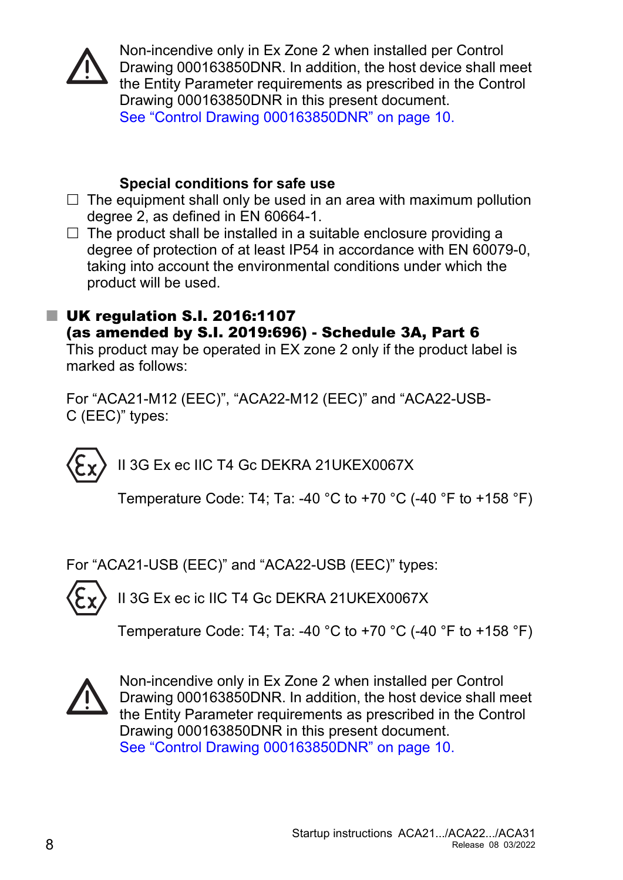⚠ Non-incendive only in Ex Zone 2 when installed per Control Drawing 000163850DNR. In addition, the host device shall meet the Entity Parameter requirements as prescribed in the Control Drawing 000163850DNR in this present document.
See "Control Drawing 000163850DNR" on page 10.

**Special conditions for safe use**

- ☐ The equipment shall only be used in an area with maximum pollution degree 2, as defined in EN 60664-1.
- ☐ The product shall be installed in a suitable enclosure providing a degree of protection of at least IP54 in accordance with EN 60079-0, taking into account the environmental conditions under which the product will be used.

## UK regulation S.I. 2016:1107 (as amended by S.I. 2019:696) - Schedule 3A, Part 6

This product may be operated in EX zone 2 only if the product label is marked as follows:

For "ACA21-M12 (EEC)", "ACA22-M12 (EEC)" and "ACA22-USB-C (EEC)" types:

Ex II 3G Ex ec IIC T4 Gc DEKRA 21UKEX0067X

Temperature Code: T4; Ta: -40 °C to +70 °C (-40 °F to +158 °F)

For "ACA21-USB (EEC)" and "ACA22-USB (EEC)" types:

Ex II 3G Ex ec ic IIC T4 Gc DEKRA 21UKEX0067X

Temperature Code: T4; Ta: -40 °C to +70 °C (-40 °F to +158 °F)

⚠ Non-incendive only in Ex Zone 2 when installed per Control Drawing 000163850DNR. In addition, the host device shall meet the Entity Parameter requirements as prescribed in the Control Drawing 000163850DNR in this present document.
See "Control Drawing 000163850DNR" on page 10.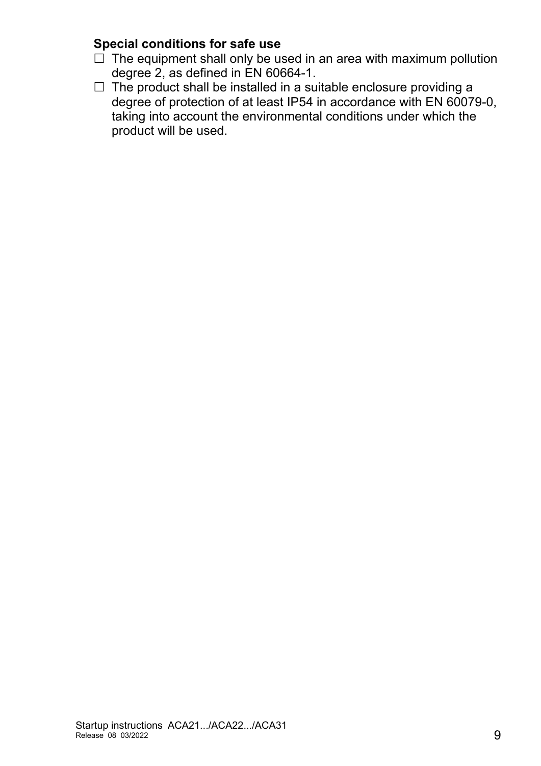**Special conditions for safe use**

- The equipment shall only be used in an area with maximum pollution degree 2, as defined in EN 60664-1.
- The product shall be installed in a suitable enclosure providing a degree of protection of at least IP54 in accordance with EN 60079-0, taking into account the environmental conditions under which the product will be used.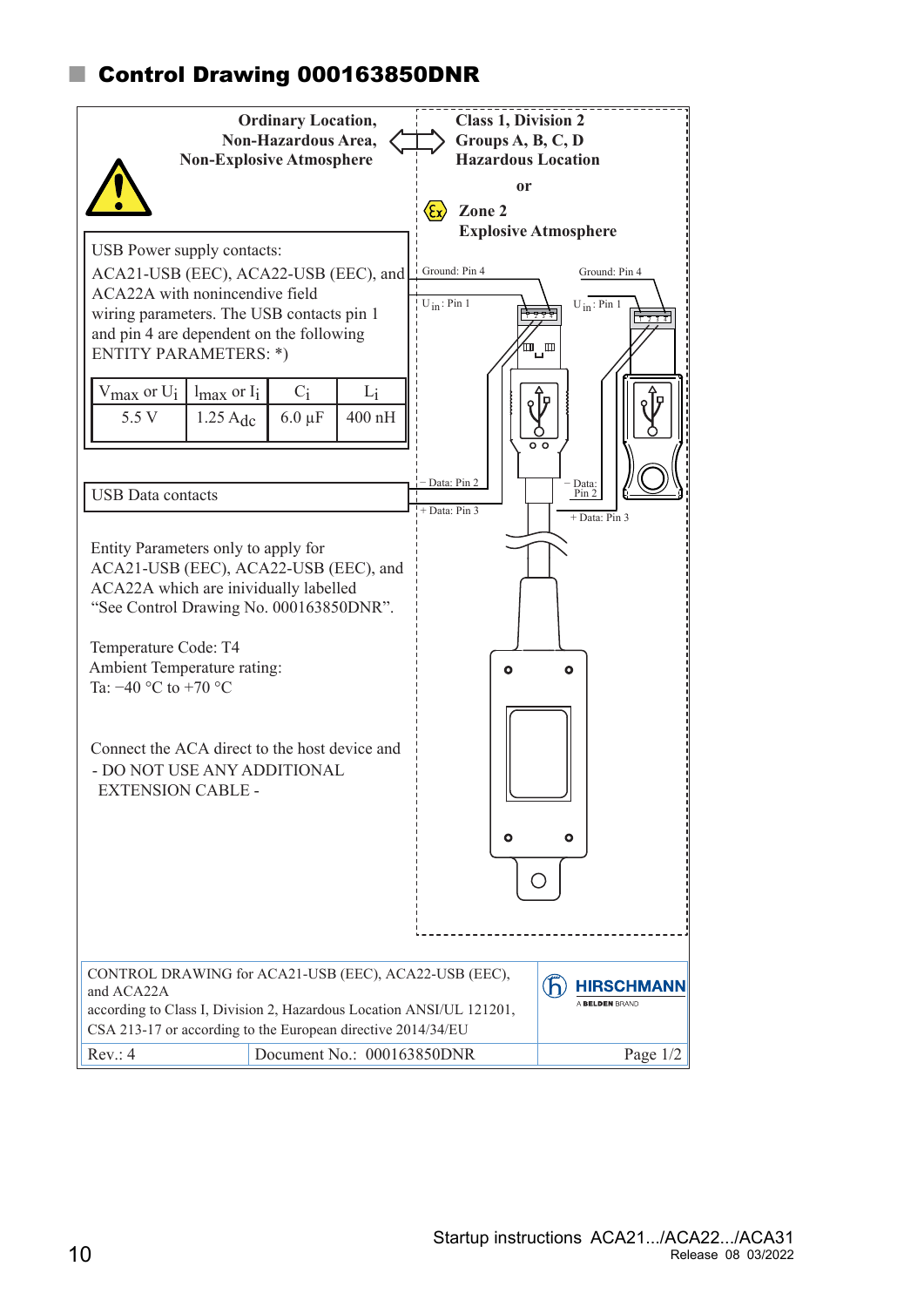## Control Drawing 000163850DNR

**Ordinary Location,**
**Non-Hazardous Area,**
**Non-Explosive Atmosphere**

**Class 1, Division 2**
**Groups A, B, C, D**
**Hazardous Location**

**or**

**Zone 2**
**Explosive Atmosphere**

USB Power supply contacts:
ACA21-USB (EEC), ACA22-USB (EEC), and ACA22A with nonincendive field wiring parameters. The USB contacts pin 1 and pin 4 are dependent on the following ENTITY PARAMETERS: *)

| $V_{max}$ or $U_i$ | $I_{max}$ or $I_i$ | $C_i$ | $L_i$ |
|---|---|---|---|
| 5.5 V | 1.25 $A_{dc}$ | 6.0 µF | 400 nH |

USB Data contacts

Ground: Pin 4

$U_{in}$ : Pin 1

– Data: Pin 2

+ Data: Pin 3

Entity Parameters only to apply for ACA21-USB (EEC), ACA22-USB (EEC), and ACA22A which are inividually labelled "See Control Drawing No. 000163850DNR".

Temperature Code: T4
Ambient Temperature rating:
Ta: −40 °C to +70 °C

Connect the ACA direct to the host device and
- DO NOT USE ANY ADDITIONAL EXTENSION CABLE -

| CONTROL DRAWING for ACA21-USB (EEC), ACA22-USB (EEC), and ACA22A according to Class I, Division 2, Hazardous Location ANSI/UL 121201, CSA 213-17 or according to the European directive 2014/34/EU | | HIRSCHMANN A BELDEN BRAND |
|---|---|---|
| Rev.: 4 | Document No.: 000163850DNR | Page 1/2 |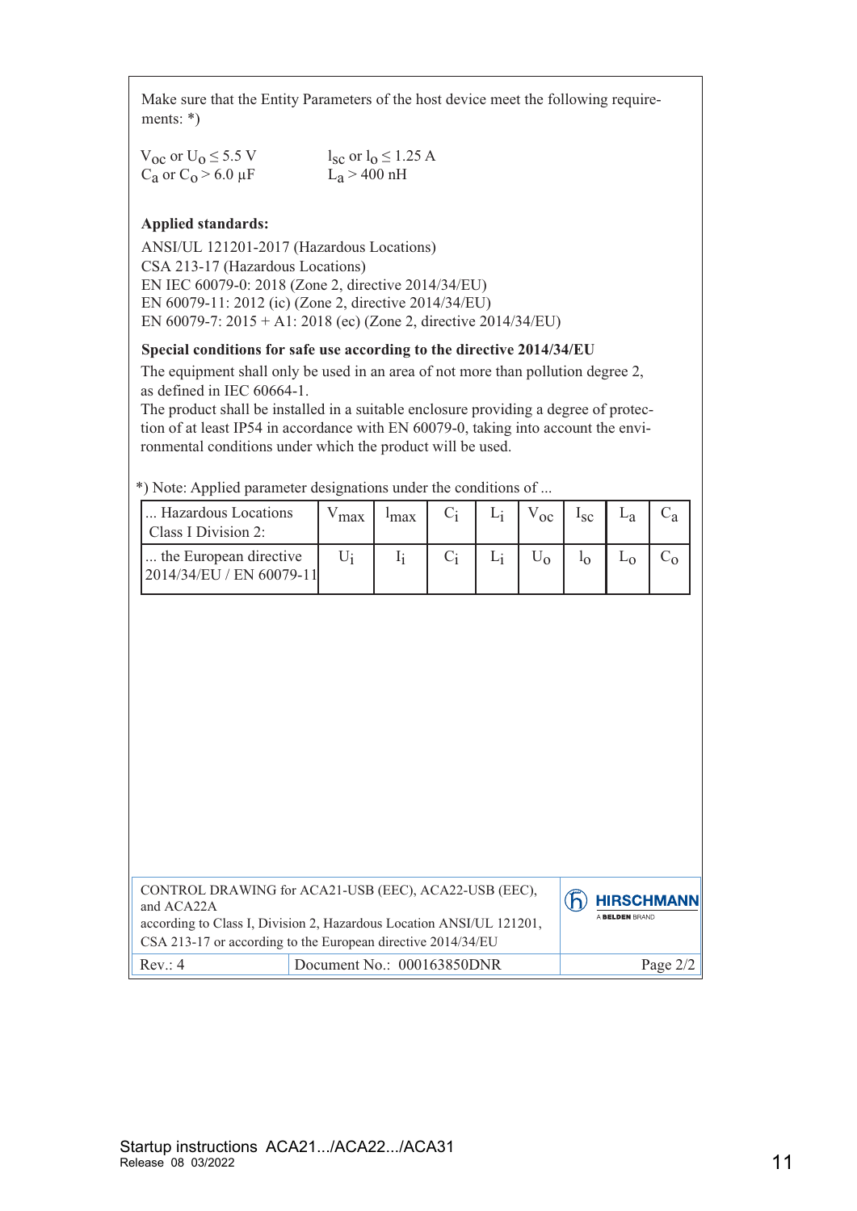Make sure that the Entity Parameters of the host device meet the following requirements: *)

$V_{oc}$ or $U_o \leq 5.5$ V  
$C_a$ or $C_o > 6.0$ µF

$I_{sc}$ or $I_o \leq 1.25$ A  
$L_a > 400$ nH

**Applied standards:**

ANSI/UL 121201-2017 (Hazardous Locations)  
CSA 213-17 (Hazardous Locations)  
EN IEC 60079-0: 2018 (Zone 2, directive 2014/34/EU)  
EN 60079-11: 2012 (ic) (Zone 2, directive 2014/34/EU)  
EN 60079-7: 2015 + A1: 2018 (ec) (Zone 2, directive 2014/34/EU)

**Special conditions for safe use according to the directive 2014/34/EU**

The equipment shall only be used in an area of not more than pollution degree 2, as defined in IEC 60664-1.  
The product shall be installed in a suitable enclosure providing a degree of protection of at least IP54 in accordance with EN 60079-0, taking into account the environmental conditions under which the product will be used.

*) Note: Applied parameter designations under the conditions of ...

| ... Hazardous Locations Class I Division 2: | $V_{max}$ | $I_{max}$ | $C_i$ | $L_i$ | $V_{oc}$ | $I_{sc}$ | $L_a$ | $C_a$ |
|---|---|---|---|---|---|---|---|---|
| ... the European directive 2014/34/EU / EN 60079-11 | $U_i$ | $I_i$ | $C_i$ | $L_i$ | $U_o$ | $I_o$ | $L_o$ | $C_o$ |

| CONTROL DRAWING for ACA21-USB (EEC), ACA22-USB (EEC), and ACA22A according to Class I, Division 2, Hazardous Location ANSI/UL 121201, CSA 213-17 or according to the European directive 2014/34/EU | | HIRSCHMANN A BELDEN BRAND |
|---|---|---|
| Rev.: 4 | Document No.: 000163850DNR | Page 2/2 |

Startup instructions ACA21.../ACA22.../ACA31  
Release 08 03/2022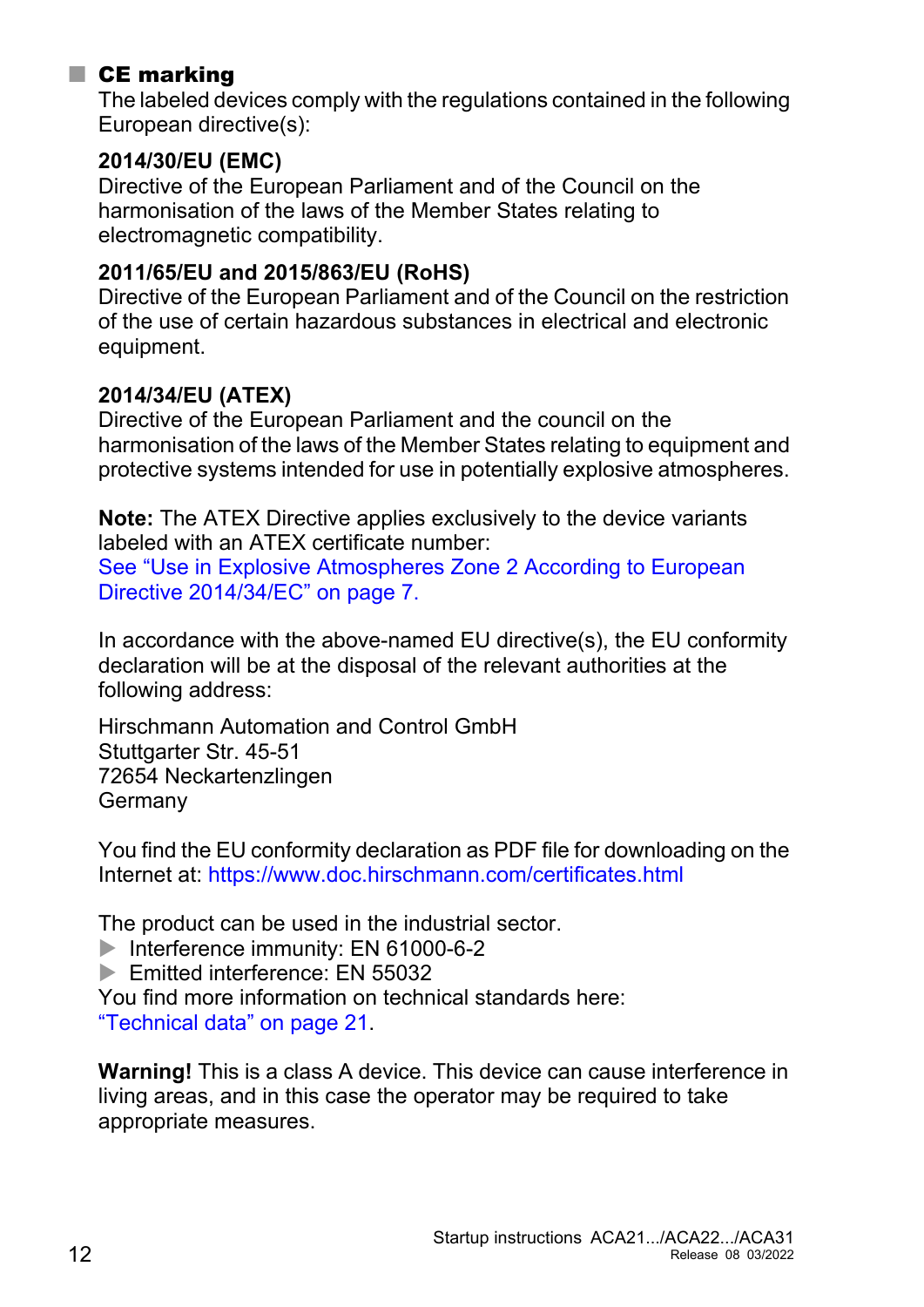## CE marking

The labeled devices comply with the regulations contained in the following European directive(s):

**2014/30/EU (EMC)**
Directive of the European Parliament and of the Council on the harmonisation of the laws of the Member States relating to electromagnetic compatibility.

**2011/65/EU and 2015/863/EU (RoHS)**
Directive of the European Parliament and of the Council on the restriction of the use of certain hazardous substances in electrical and electronic equipment.

**2014/34/EU (ATEX)**
Directive of the European Parliament and the council on the harmonisation of the laws of the Member States relating to equipment and protective systems intended for use in potentially explosive atmospheres.

**Note:** The ATEX Directive applies exclusively to the device variants labeled with an ATEX certificate number:
See “Use in Explosive Atmospheres Zone 2 According to European Directive 2014/34/EC” on page 7.

In accordance with the above-named EU directive(s), the EU conformity declaration will be at the disposal of the relevant authorities at the following address:

Hirschmann Automation and Control GmbH
Stuttgarter Str. 45-51
72654 Neckartenzlingen
Germany

You find the EU conformity declaration as PDF file for downloading on the Internet at: https://www.doc.hirschmann.com/certificates.html

The product can be used in the industrial sector.

- Interference immunity: EN 61000-6-2
- Emitted interference: EN 55032

You find more information on technical standards here:
“Technical data” on page 21.

**Warning!** This is a class A device. This device can cause interference in living areas, and in this case the operator may be required to take appropriate measures.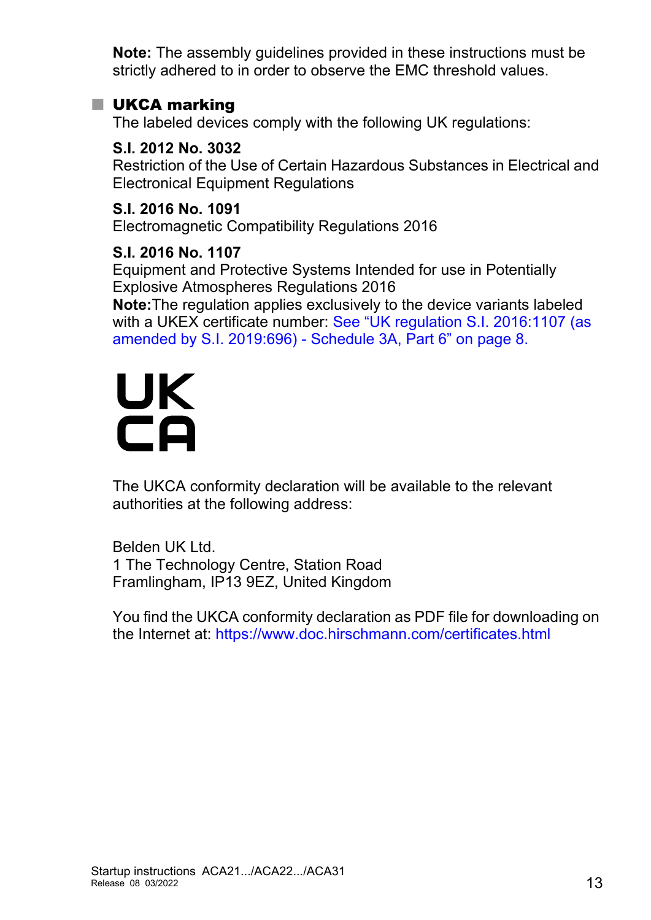**Note:** The assembly guidelines provided in these instructions must be strictly adhered to in order to observe the EMC threshold values.

## UKCA marking

The labeled devices comply with the following UK regulations:

**S.I. 2012 No. 3032**
Restriction of the Use of Certain Hazardous Substances in Electrical and Electronical Equipment Regulations

**S.I. 2016 No. 1091**
Electromagnetic Compatibility Regulations 2016

**S.I. 2016 No. 1107**
Equipment and Protective Systems Intended for use in Potentially Explosive Atmospheres Regulations 2016
**Note:**The regulation applies exclusively to the device variants labeled with a UKEX certificate number: See "UK regulation S.I. 2016:1107 (as amended by S.I. 2019:696) - Schedule 3A, Part 6" on page 8.

UK
CA

The UKCA conformity declaration will be available to the relevant authorities at the following address:

Belden UK Ltd.
1 The Technology Centre, Station Road
Framlingham, IP13 9EZ, United Kingdom

You find the UKCA conformity declaration as PDF file for downloading on the Internet at: https://www.doc.hirschmann.com/certificates.html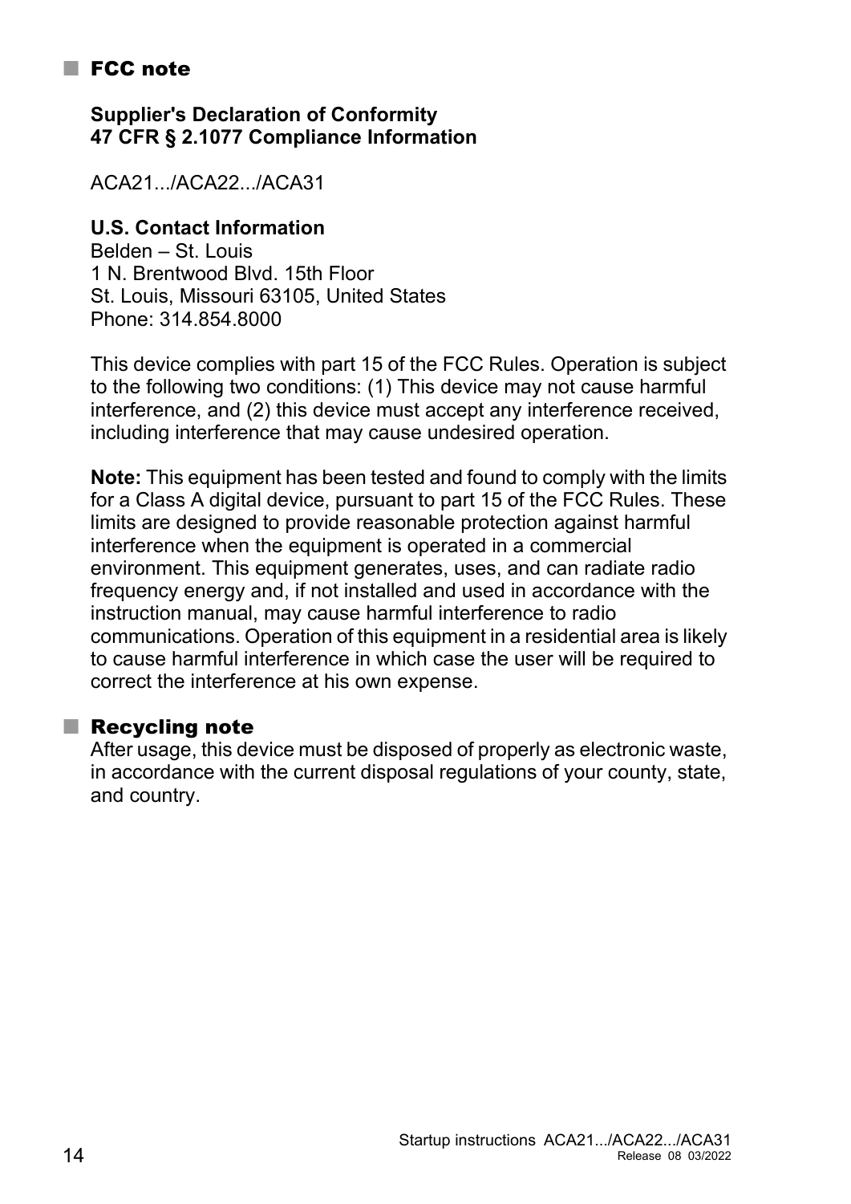## FCC note

**Supplier's Declaration of Conformity**
**47 CFR § 2.1077 Compliance Information**

ACA21.../ACA22.../ACA31

**U.S. Contact Information**
Belden – St. Louis
1 N. Brentwood Blvd. 15th Floor
St. Louis, Missouri 63105, United States
Phone: 314.854.8000

This device complies with part 15 of the FCC Rules. Operation is subject to the following two conditions: (1) This device may not cause harmful interference, and (2) this device must accept any interference received, including interference that may cause undesired operation.

**Note:** This equipment has been tested and found to comply with the limits for a Class A digital device, pursuant to part 15 of the FCC Rules. These limits are designed to provide reasonable protection against harmful interference when the equipment is operated in a commercial environment. This equipment generates, uses, and can radiate radio frequency energy and, if not installed and used in accordance with the instruction manual, may cause harmful interference to radio communications. Operation of this equipment in a residential area is likely to cause harmful interference in which case the user will be required to correct the interference at his own expense.

## Recycling note

After usage, this device must be disposed of properly as electronic waste, in accordance with the current disposal regulations of your county, state, and country.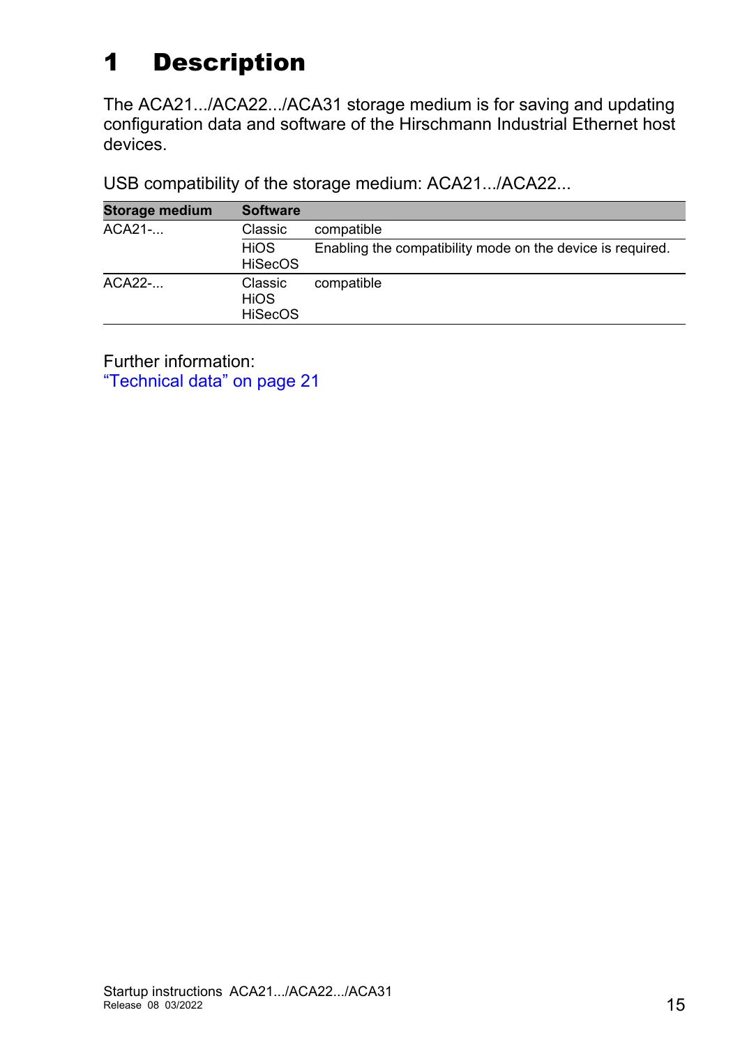# 1 Description

The ACA21.../ACA22.../ACA31 storage medium is for saving and updating configuration data and software of the Hirschmann Industrial Ethernet host devices.

USB compatibility of the storage medium: ACA21.../ACA22...

| Storage medium | Software | |
|---|---|---|
| ACA21-... | Classic | compatible |
| | HiOS<br>HiSecOS | Enabling the compatibility mode on the device is required. |
| ACA22-... | Classic<br>HiOS<br>HiSecOS | compatible |

Further information:
"Technical data" on page 21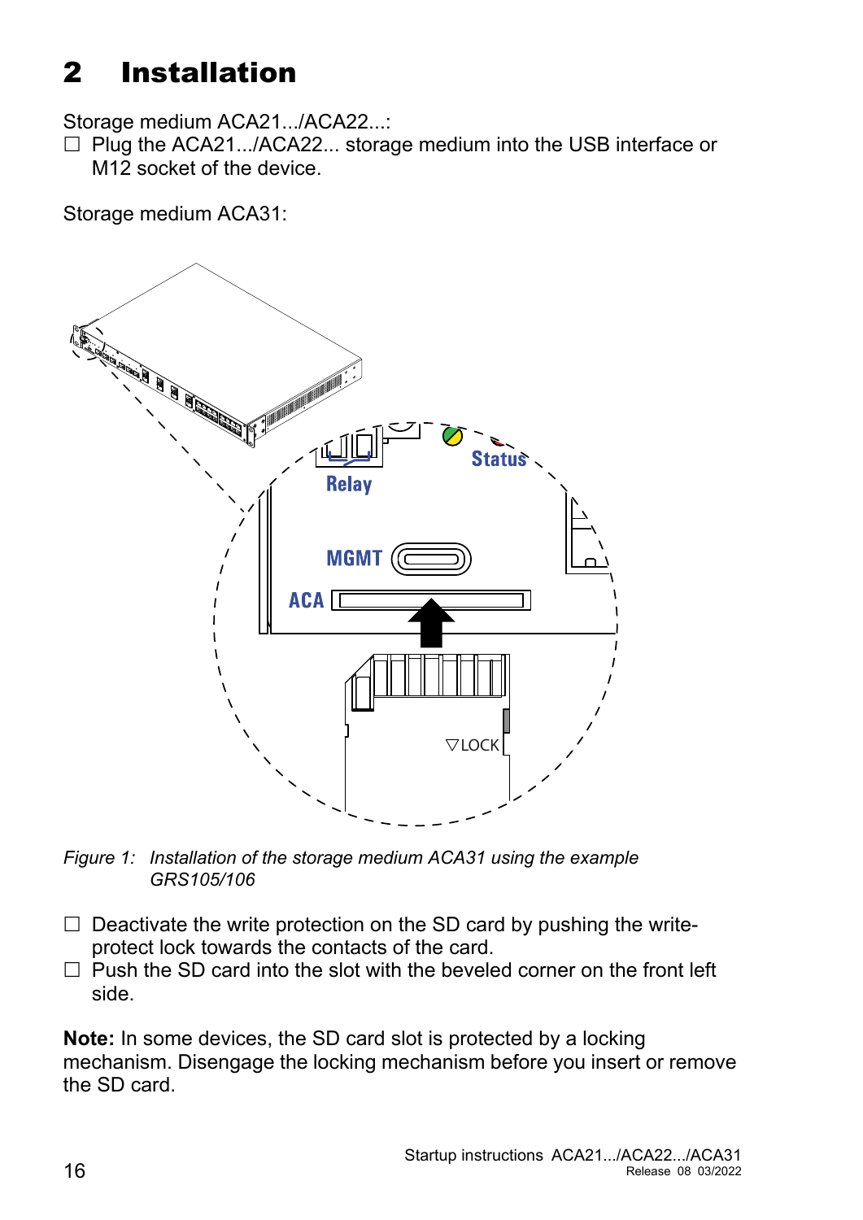# 2 Installation

Storage medium ACA21.../ACA22...:

☐ Plug the ACA21.../ACA22... storage medium into the USB interface or M12 socket of the device.

Storage medium ACA31:

*Figure 1: Installation of the storage medium ACA31 using the example GRS105/106*

☐ Deactivate the write protection on the SD card by pushing the write-protect lock towards the contacts of the card.

☐ Push the SD card into the slot with the beveled corner on the front left side.

**Note:** In some devices, the SD card slot is protected by a locking mechanism. Disengage the locking mechanism before you insert or remove the SD card.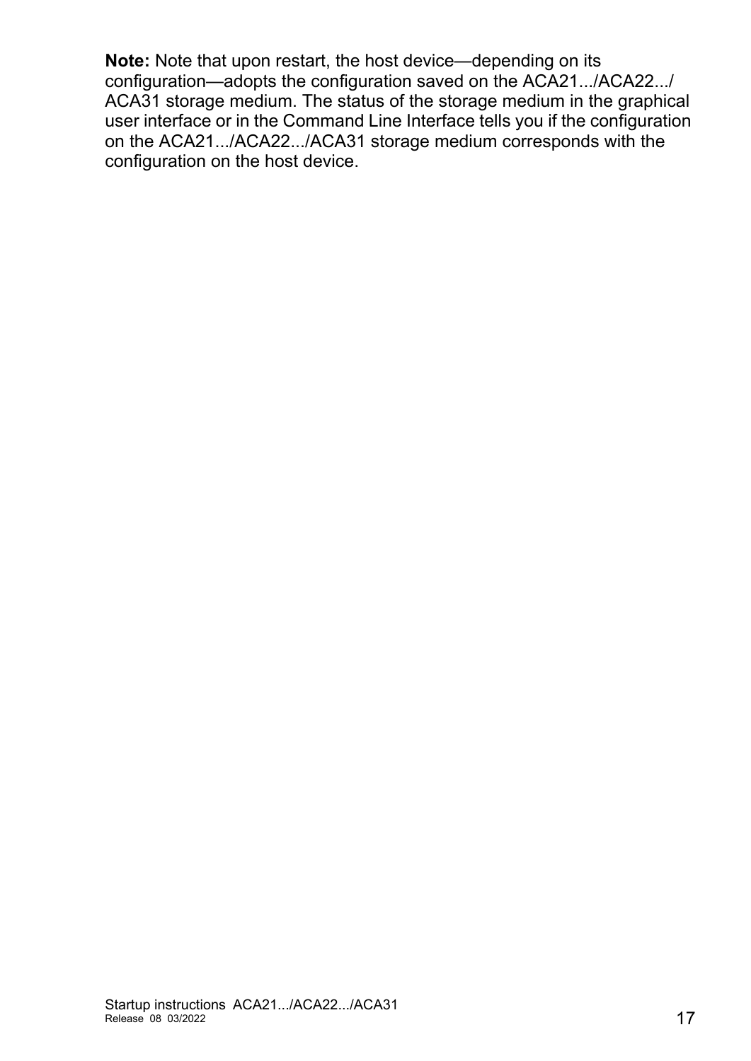**Note:** Note that upon restart, the host device—depending on its configuration—adopts the configuration saved on the ACA21.../ACA22.../ACA31 storage medium. The status of the storage medium in the graphical user interface or in the Command Line Interface tells you if the configuration on the ACA21.../ACA22.../ACA31 storage medium corresponds with the configuration on the host device.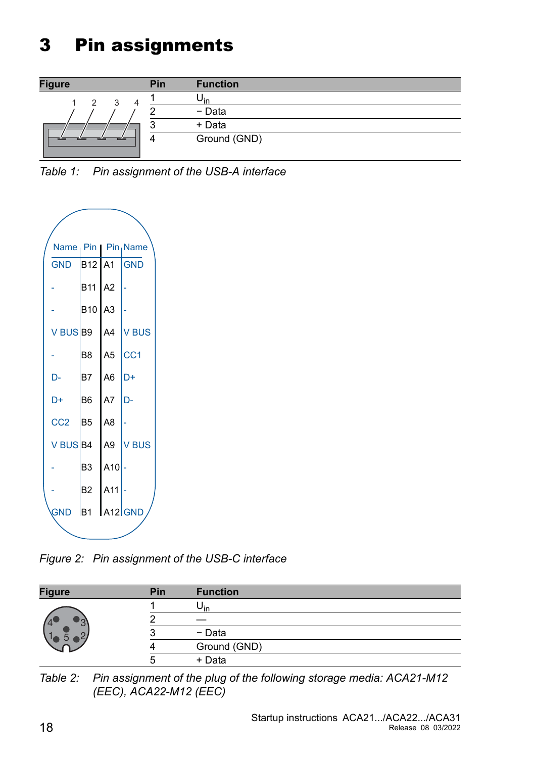# 3 Pin assignments

| Figure | Pin | Function |
|---|---|---|
| | 1 | $U_{in}$ |
| | 2 | − Data |
| | 3 | + Data |
| | 4 | Ground (GND) |

*Table 1: Pin assignment of the USB-A interface*

| Name | Pin | Pin | Name |
|---|---|---|---|
| GND | B12 | A1 | GND |
| - | B11 | A2 | - |
| - | B10 | A3 | - |
| V BUS | B9 | A4 | V BUS |
| - | B8 | A5 | CC1 |
| D- | B7 | A6 | D+ |
| D+ | B6 | A7 | D- |
| CC2 | B5 | A8 | - |
| V BUS | B4 | A9 | V BUS |
| - | B3 | A10 | - |
| - | B2 | A11 | - |
| GND | B1 | A12 | GND |

*Figure 2: Pin assignment of the USB-C interface*

| Figure | Pin | Function |
|---|---|---|
| | 1 | $U_{in}$ |
| | 2 | — |
| | 3 | − Data |
| | 4 | Ground (GND) |
| | 5 | + Data |

*Table 2: Pin assignment of the plug of the following storage media: ACA21-M12 (EEC), ACA22-M12 (EEC)*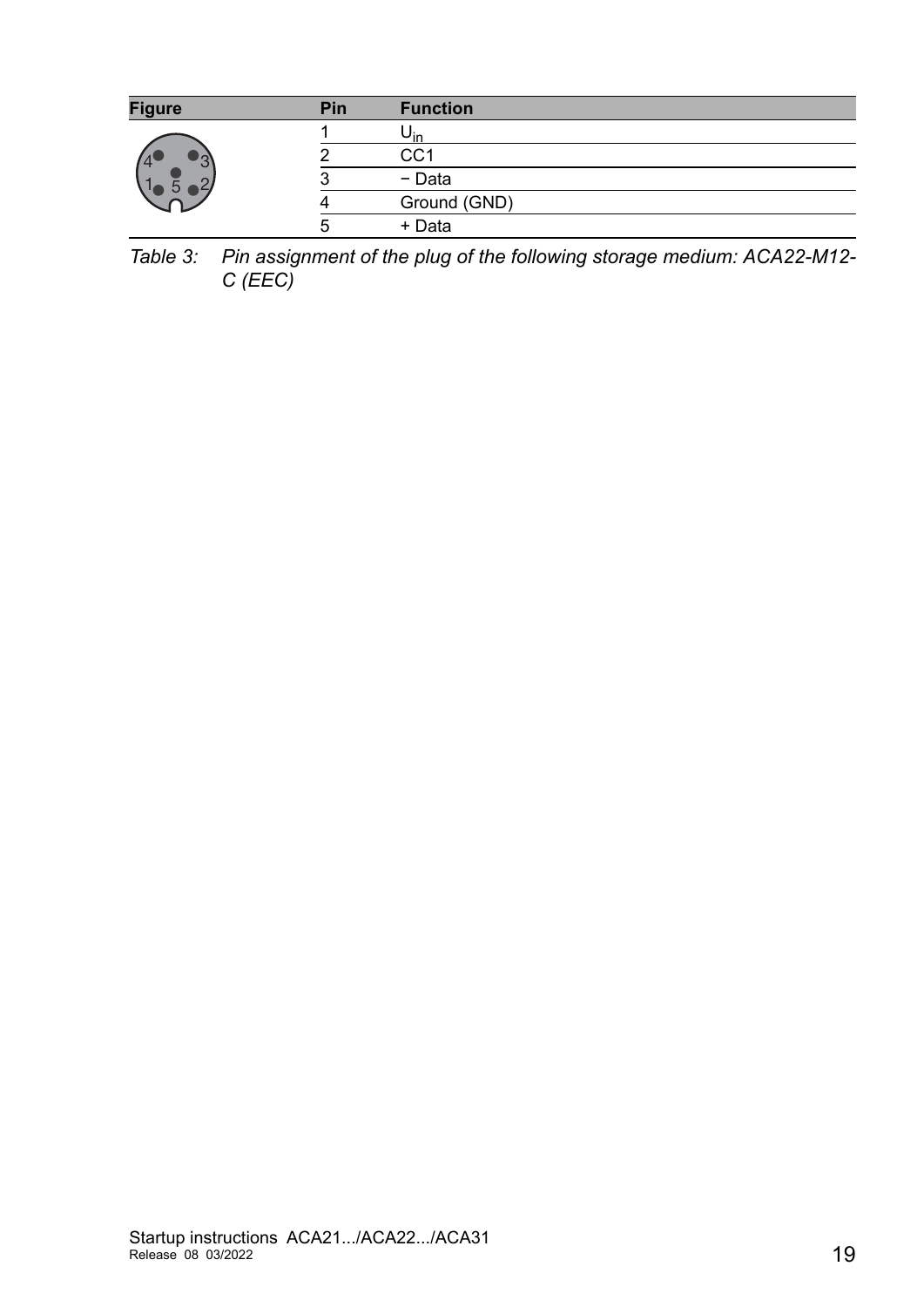| Figure | Pin | Function |
| --- | --- | --- |
| | 1 | $U_{in}$ |
| | 2 | CC1 |
| | 3 | − Data |
| | 4 | Ground (GND) |
| | 5 | + Data |

*Table 3: Pin assignment of the plug of the following storage medium: ACA22-M12-C (EEC)*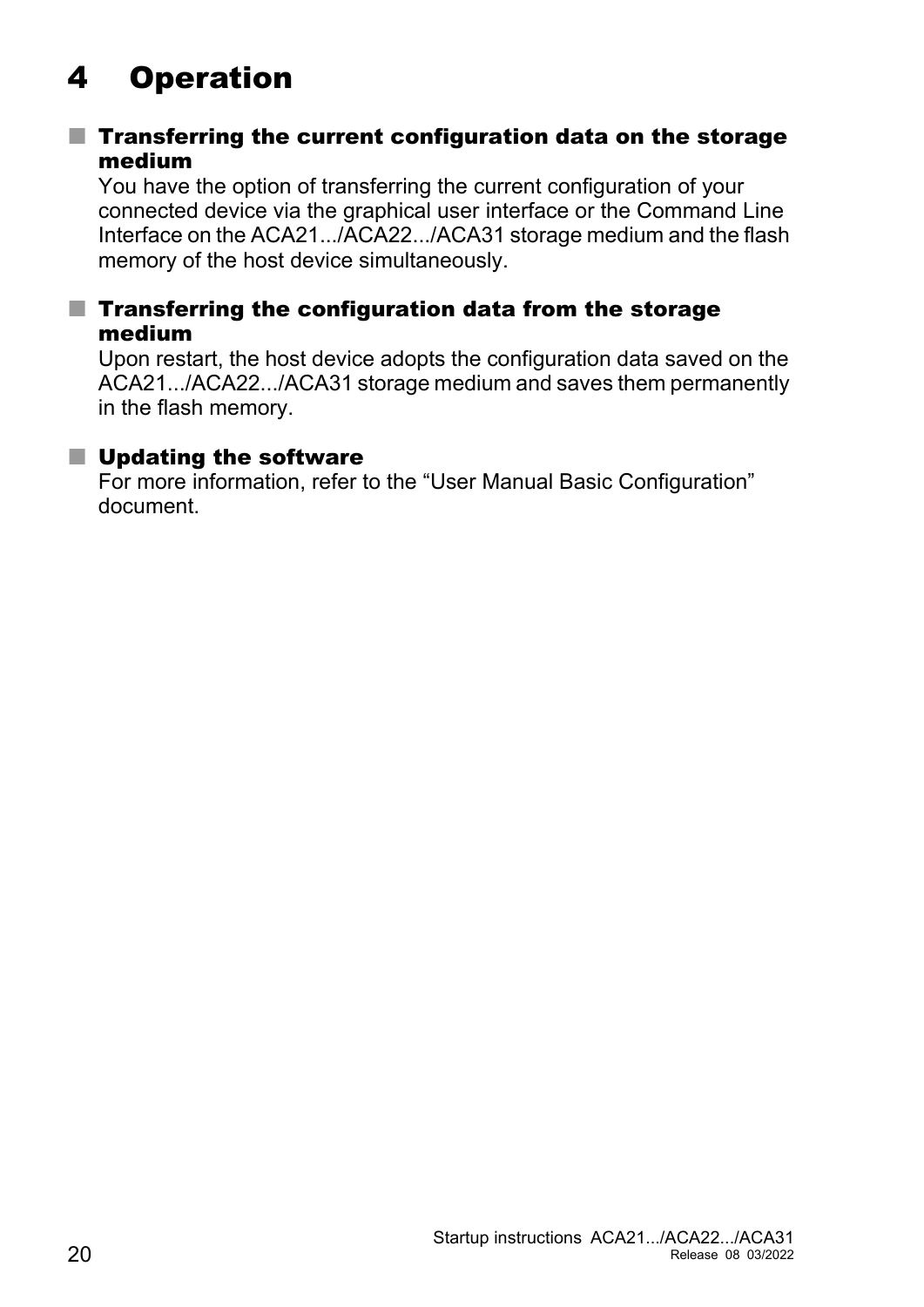# 4 Operation

■ **Transferring the current configuration data on the storage medium**

You have the option of transferring the current configuration of your connected device via the graphical user interface or the Command Line Interface on the ACA21.../ACA22.../ACA31 storage medium and the flash memory of the host device simultaneously.

■ **Transferring the configuration data from the storage medium**

Upon restart, the host device adopts the configuration data saved on the ACA21.../ACA22.../ACA31 storage medium and saves them permanently in the flash memory.

■ **Updating the software**

For more information, refer to the “User Manual Basic Configuration” document.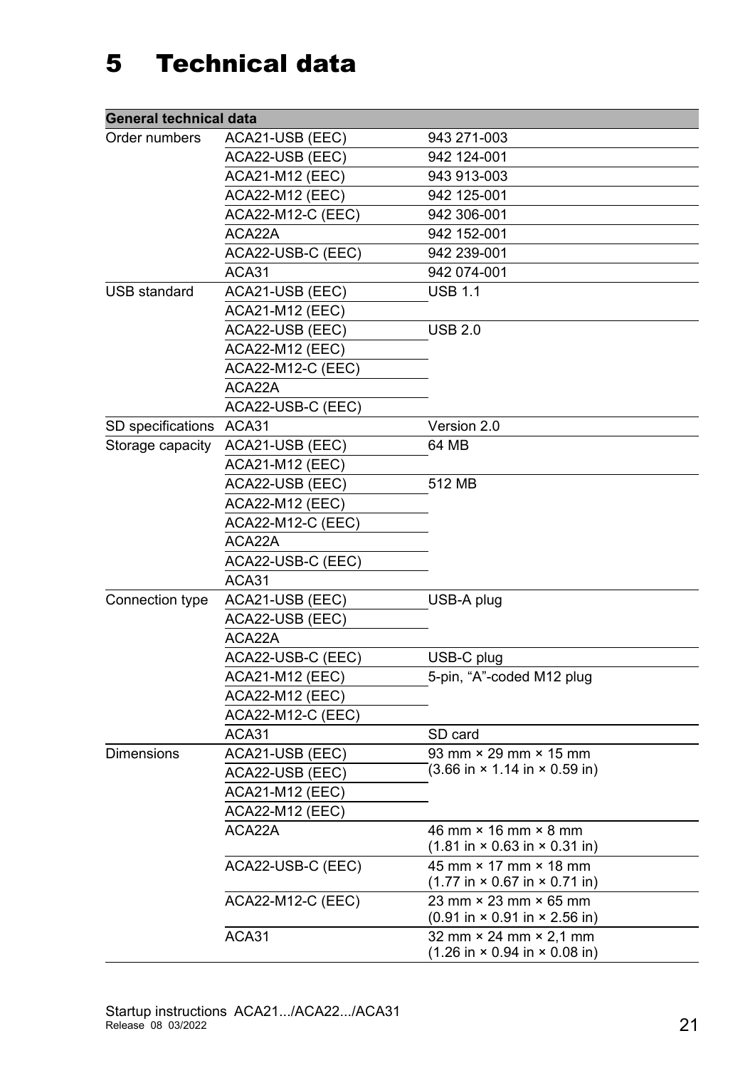# 5 Technical data

| General technical data | | |
|---|---|---|
| Order numbers | ACA21-USB (EEC) | 943 271-003 |
| | ACA22-USB (EEC) | 942 124-001 |
| | ACA21-M12 (EEC) | 943 913-003 |
| | ACA22-M12 (EEC) | 942 125-001 |
| | ACA22-M12-C (EEC) | 942 306-001 |
| | ACA22A | 942 152-001 |
| | ACA22-USB-C (EEC) | 942 239-001 |
| | ACA31 | 942 074-001 |
| USB standard | ACA21-USB (EEC) | USB 1.1 |
| | ACA21-M12 (EEC) | |
| | ACA22-USB (EEC) | USB 2.0 |
| | ACA22-M12 (EEC) | |
| | ACA22-M12-C (EEC) | |
| | ACA22A | |
| | ACA22-USB-C (EEC) | |
| SD specifications | ACA31 | Version 2.0 |
| Storage capacity | ACA21-USB (EEC) | 64 MB |
| | ACA21-M12 (EEC) | |
| | ACA22-USB (EEC) | 512 MB |
| | ACA22-M12 (EEC) | |
| | ACA22-M12-C (EEC) | |
| | ACA22A | |
| | ACA22-USB-C (EEC) | |
| | ACA31 | |
| Connection type | ACA21-USB (EEC) | USB-A plug |
| | ACA22-USB (EEC) | |
| | ACA22A | |
| | ACA22-USB-C (EEC) | USB-C plug |
| | ACA21-M12 (EEC) | 5-pin, "A"-coded M12 plug |
| | ACA22-M12 (EEC) | |
| | ACA22-M12-C (EEC) | |
| | ACA31 | SD card |
| Dimensions | ACA21-USB (EEC) | 93 mm × 29 mm × 15 mm (3.66 in × 1.14 in × 0.59 in) |
| | ACA22-USB (EEC) | |
| | ACA21-M12 (EEC) | |
| | ACA22-M12 (EEC) | |
| | ACA22A | 46 mm × 16 mm × 8 mm (1.81 in × 0.63 in × 0.31 in) |
| | ACA22-USB-C (EEC) | 45 mm × 17 mm × 18 mm (1.77 in × 0.67 in × 0.71 in) |
| | ACA22-M12-C (EEC) | 23 mm × 23 mm × 65 mm (0.91 in × 0.91 in × 2.56 in) |
| | ACA31 | 32 mm × 24 mm × 2,1 mm (1.26 in × 0.94 in × 0.08 in) |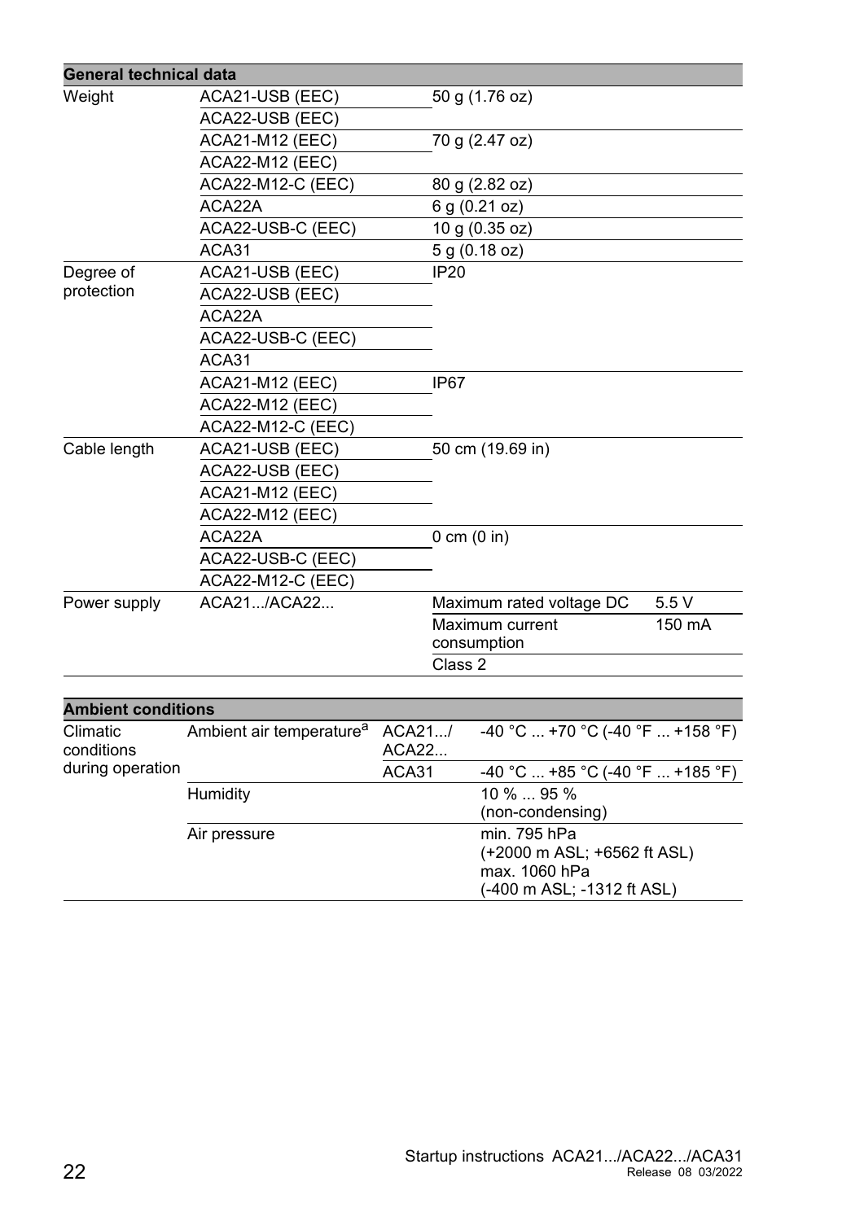| General technical data | | | |
|---|---|---|---|
| Weight | ACA21-USB (EEC) | 50 g (1.76 oz) | |
| | ACA22-USB (EEC) | | |
| | ACA21-M12 (EEC) | 70 g (2.47 oz) | |
| | ACA22-M12 (EEC) | | |
| | ACA22-M12-C (EEC) | 80 g (2.82 oz) | |
| | ACA22A | 6 g (0.21 oz) | |
| | ACA22-USB-C (EEC) | 10 g (0.35 oz) | |
| | ACA31 | 5 g (0.18 oz) | |
| Degree of protection | ACA21-USB (EEC) | IP20 | |
| | ACA22-USB (EEC) | | |
| | ACA22A | | |
| | ACA22-USB-C (EEC) | | |
| | ACA31 | | |
| | ACA21-M12 (EEC) | IP67 | |
| | ACA22-M12 (EEC) | | |
| | ACA22-M12-C (EEC) | | |
| Cable length | ACA21-USB (EEC) | 50 cm (19.69 in) | |
| | ACA22-USB (EEC) | | |
| | ACA21-M12 (EEC) | | |
| | ACA22-M12 (EEC) | | |
| | ACA22A | 0 cm (0 in) | |
| | ACA22-USB-C (EEC) | | |
| | ACA22-M12-C (EEC) | | |
| Power supply | ACA21.../ACA22... | Maximum rated voltage DC | 5.5 V |
| | | Maximum current consumption | 150 mA |
| | | Class 2 | |

| Ambient conditions | | | |
|---|---|---|---|
| Climatic conditions during operation | Ambient air temperature[a] | ACA21.../ ACA22... | -40 °C ... +70 °C (-40 °F ... +158 °F) |
| | | ACA31 | -40 °C ... +85 °C (-40 °F ... +185 °F) |
| | Humidity | | 10 % ... 95 % (non-condensing) |
| | Air pressure | | min. 795 hPa (+2000 m ASL; +6562 ft ASL) max. 1060 hPa (-400 m ASL; -1312 ft ASL) |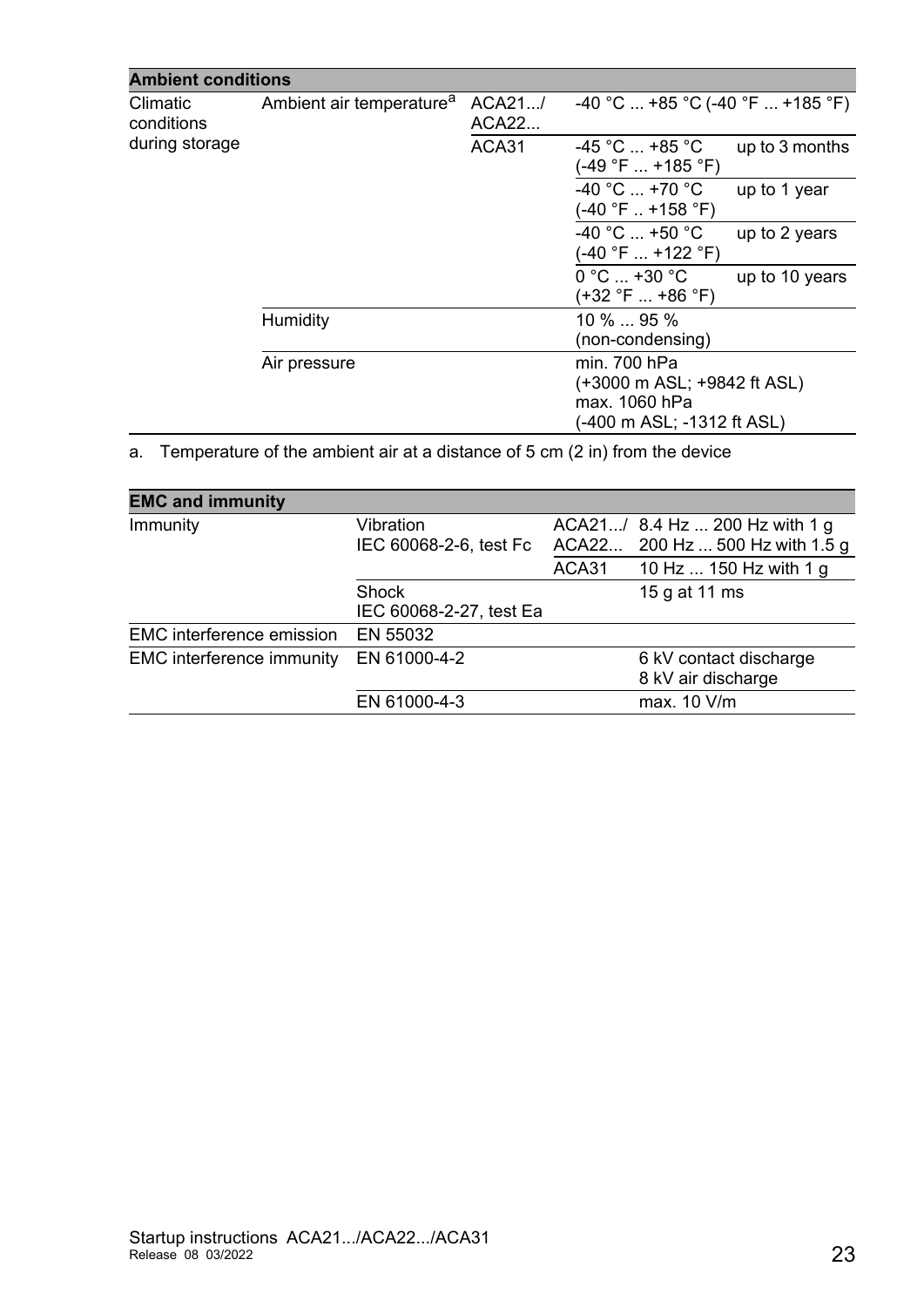| Ambient conditions | | | | |
|---|---|---|---|---|
| Climatic conditions during storage | Ambient air temperature[a] | ACA21.../ ACA22... | -40 °C ... +85 °C (-40 °F ... +185 °F) | |
| | | ACA31 | -45 °C ... +85 °C (-49 °F ... +185 °F) | up to 3 months |
| | | | -40 °C ... +70 °C (-40 °F .. +158 °F) | up to 1 year |
| | | | -40 °C ... +50 °C (-40 °F ... +122 °F) | up to 2 years |
| | | | 0 °C ... +30 °C (+32 °F ... +86 °F) | up to 10 years |
| | Humidity | | 10 % ... 95 % (non-condensing) | |
| | Air pressure | | min. 700 hPa (+3000 m ASL; +9842 ft ASL) max. 1060 hPa (-400 m ASL; -1312 ft ASL) | |

a. Temperature of the ambient air at a distance of 5 cm (2 in) from the device

| EMC and immunity | | | |
|---|---|---|---|
| Immunity | Vibration IEC 60068-2-6, test Fc | ACA21.../ ACA22... | 8.4 Hz ... 200 Hz with 1 g 200 Hz ... 500 Hz with 1.5 g |
| | | ACA31 | 10 Hz ... 150 Hz with 1 g |
| | Shock IEC 60068-2-27, test Ea | | 15 g at 11 ms |
| EMC interference emission | EN 55032 | | |
| EMC interference immunity | EN 61000-4-2 | | 6 kV contact discharge 8 kV air discharge |
| | EN 61000-4-3 | | max. 10 V/m |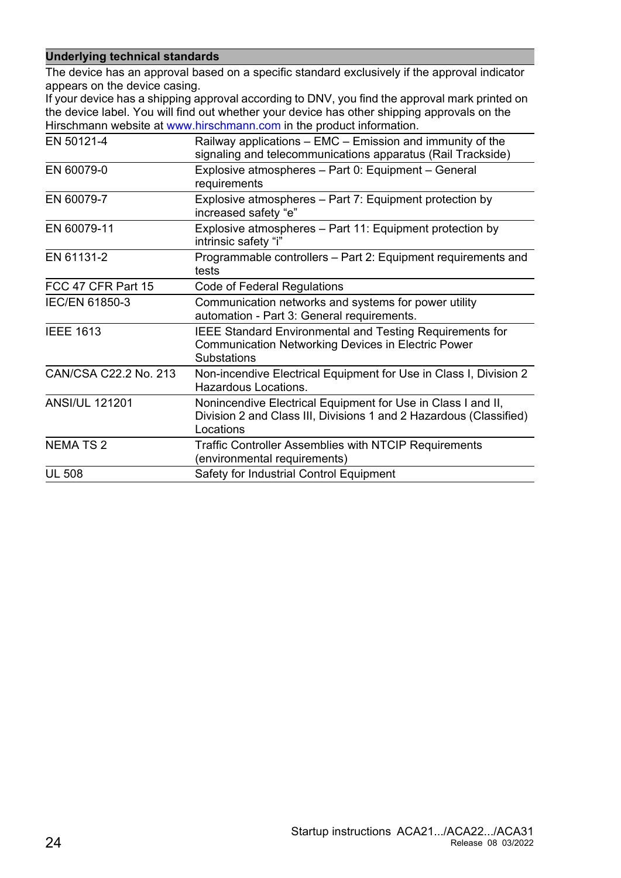| **Underlying technical standards** | |
|---|---|
| The device has an approval based on a specific standard exclusively if the approval indicator appears on the device casing.<br>If your device has a shipping approval according to DNV, you find the approval mark printed on the device label. You will find out whether your device has other shipping approvals on the Hirschmann website at www.hirschmann.com in the product information. | |
| EN 50121-4 | Railway applications – EMC – Emission and immunity of the signaling and telecommunications apparatus (Rail Trackside) |
| EN 60079-0 | Explosive atmospheres – Part 0: Equipment – General requirements |
| EN 60079-7 | Explosive atmospheres – Part 7: Equipment protection by increased safety “e” |
| EN 60079-11 | Explosive atmospheres – Part 11: Equipment protection by intrinsic safety “i” |
| EN 61131-2 | Programmable controllers – Part 2: Equipment requirements and tests |
| FCC 47 CFR Part 15 | Code of Federal Regulations |
| IEC/EN 61850-3 | Communication networks and systems for power utility automation - Part 3: General requirements. |
| IEEE 1613 | IEEE Standard Environmental and Testing Requirements for Communication Networking Devices in Electric Power Substations |
| CAN/CSA C22.2 No. 213 | Non-incendive Electrical Equipment for Use in Class I, Division 2 Hazardous Locations. |
| ANSI/UL 121201 | Nonincendive Electrical Equipment for Use in Class I and II, Division 2 and Class III, Divisions 1 and 2 Hazardous (Classified) Locations |
| NEMA TS 2 | Traffic Controller Assemblies with NTCIP Requirements (environmental requirements) |
| UL 508 | Safety for Industrial Control Equipment |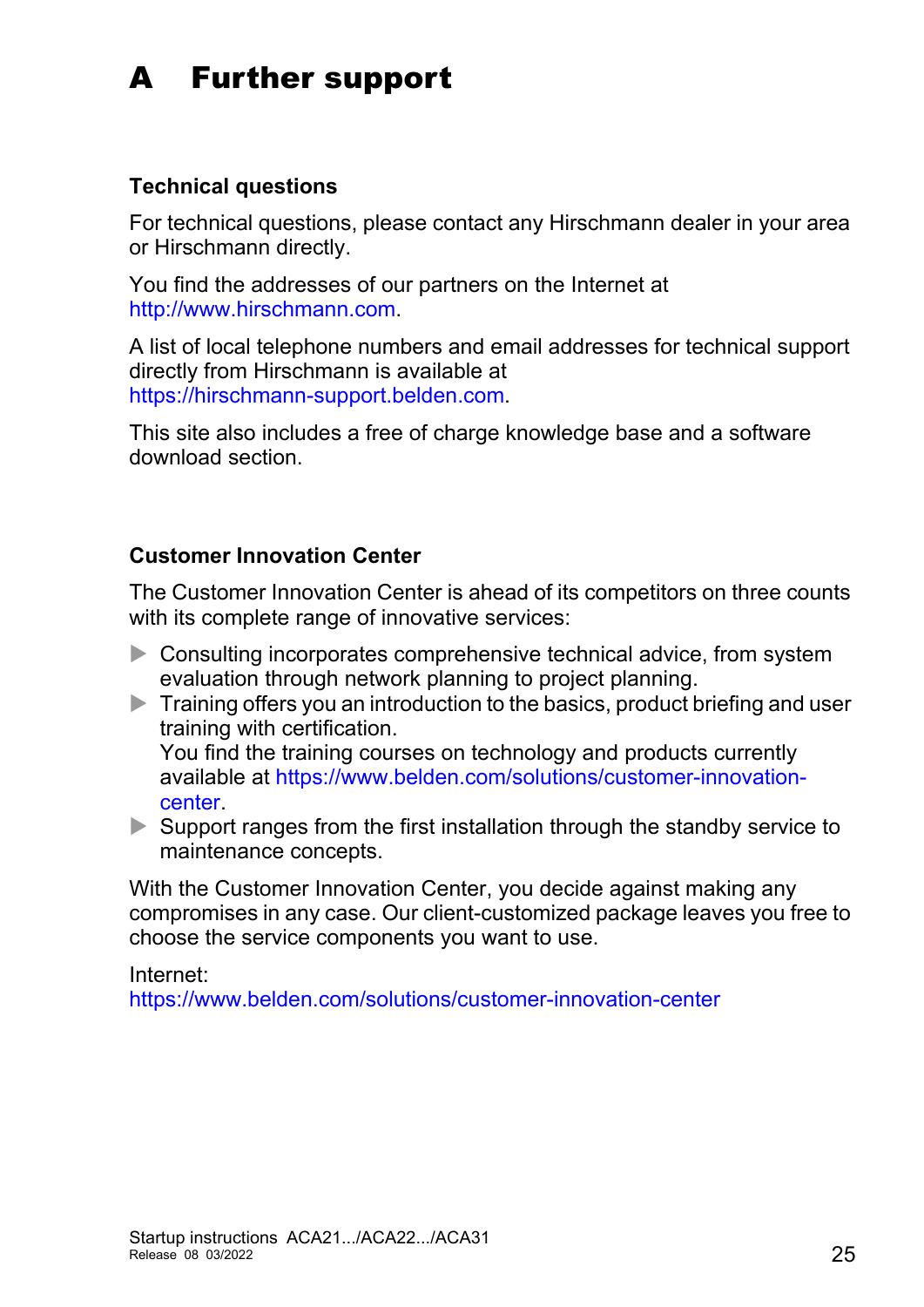# A Further support

### Technical questions

For technical questions, please contact any Hirschmann dealer in your area or Hirschmann directly.

You find the addresses of our partners on the Internet at http://www.hirschmann.com.

A list of local telephone numbers and email addresses for technical support directly from Hirschmann is available at https://hirschmann-support.belden.com.

This site also includes a free of charge knowledge base and a software download section.

### Customer Innovation Center

The Customer Innovation Center is ahead of its competitors on three counts with its complete range of innovative services:

- Consulting incorporates comprehensive technical advice, from system evaluation through network planning to project planning.
- Training offers you an introduction to the basics, product briefing and user training with certification.
  You find the training courses on technology and products currently available at https://www.belden.com/solutions/customer-innovation-center.
- Support ranges from the first installation through the standby service to maintenance concepts.

With the Customer Innovation Center, you decide against making any compromises in any case. Our client-customized package leaves you free to choose the service components you want to use.

Internet:
https://www.belden.com/solutions/customer-innovation-center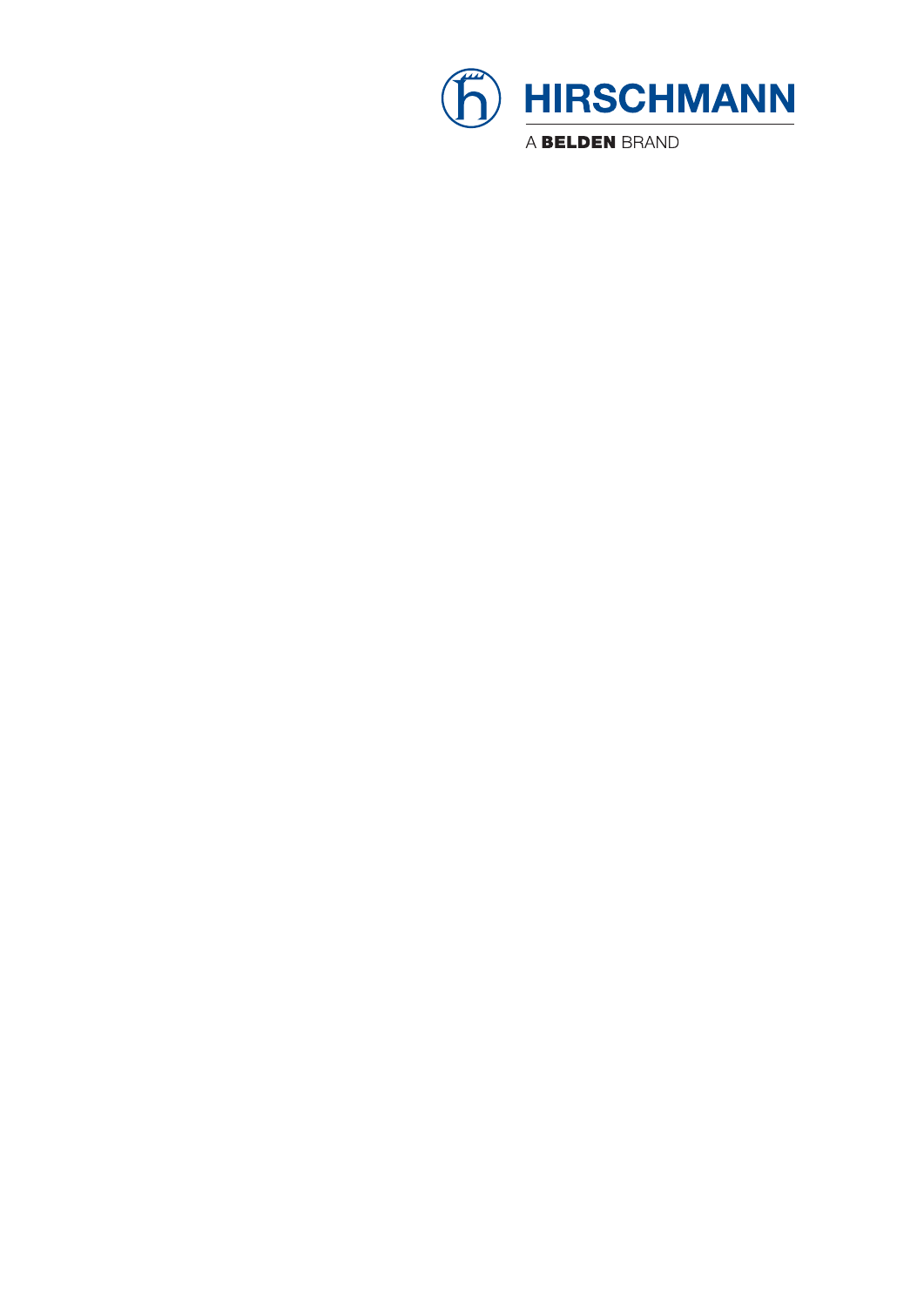HIRSCHMANN

A BELDEN BRAND